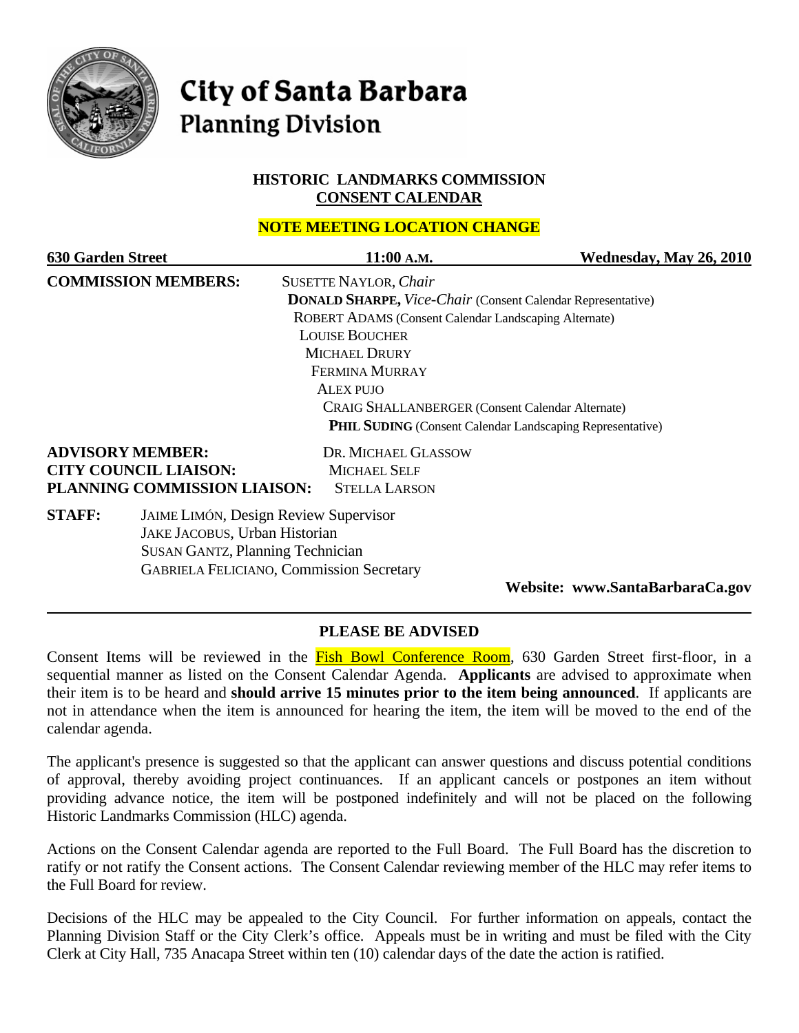# City of Santa Barbara
## Planning Division

### HISTORIC LANDMARKS COMMISSION
### CONSENT CALENDAR

**NOTE MEETING LOCATION CHANGE**

**630 Garden Street** | **11:00 A.M.** | **Wednesday, May 26, 2010**

**COMMISSION MEMBERS:**
- SUSETTE NAYLOR, *Chair*
- **DONALD SHARPE,** *Vice-Chair* (Consent Calendar Representative)
- ROBERT ADAMS (Consent Calendar Landscaping Alternate)
- LOUISE BOUCHER
- MICHAEL DRURY
- FERMINA MURRAY
- ALEX PUJO
- CRAIG SHALLANBERGER (Consent Calendar Alternate)
- **PHIL SUDING** (Consent Calendar Landscaping Representative)

**ADVISORY MEMBER:** DR. MICHAEL GLASSOW
**CITY COUNCIL LIAISON:** MICHAEL SELF
**PLANNING COMMISSION LIAISON:** STELLA LARSON

**STAFF:**
- JAIME LIMÓN, Design Review Supervisor
- JAKE JACOBUS, Urban Historian
- SUSAN GANTZ, Planning Technician
- GABRIELA FELICIANO, Commission Secretary

**Website: www.SantaBarbaraCa.gov**

---

### PLEASE BE ADVISED

Consent Items will be reviewed in the Fish Bowl Conference Room, 630 Garden Street first-floor, in a sequential manner as listed on the Consent Calendar Agenda. **Applicants** are advised to approximate when their item is to be heard and **should arrive 15 minutes prior to the item being announced**. If applicants are not in attendance when the item is announced for hearing the item, the item will be moved to the end of the calendar agenda.

The applicant's presence is suggested so that the applicant can answer questions and discuss potential conditions of approval, thereby avoiding project continuances. If an applicant cancels or postpones an item without providing advance notice, the item will be postponed indefinitely and will not be placed on the following Historic Landmarks Commission (HLC) agenda.

Actions on the Consent Calendar agenda are reported to the Full Board. The Full Board has the discretion to ratify or not ratify the Consent actions. The Consent Calendar reviewing member of the HLC may refer items to the Full Board for review.

Decisions of the HLC may be appealed to the City Council. For further information on appeals, contact the Planning Division Staff or the City Clerk's office. Appeals must be in writing and must be filed with the City Clerk at City Hall, 735 Anacapa Street within ten (10) calendar days of the date the action is ratified.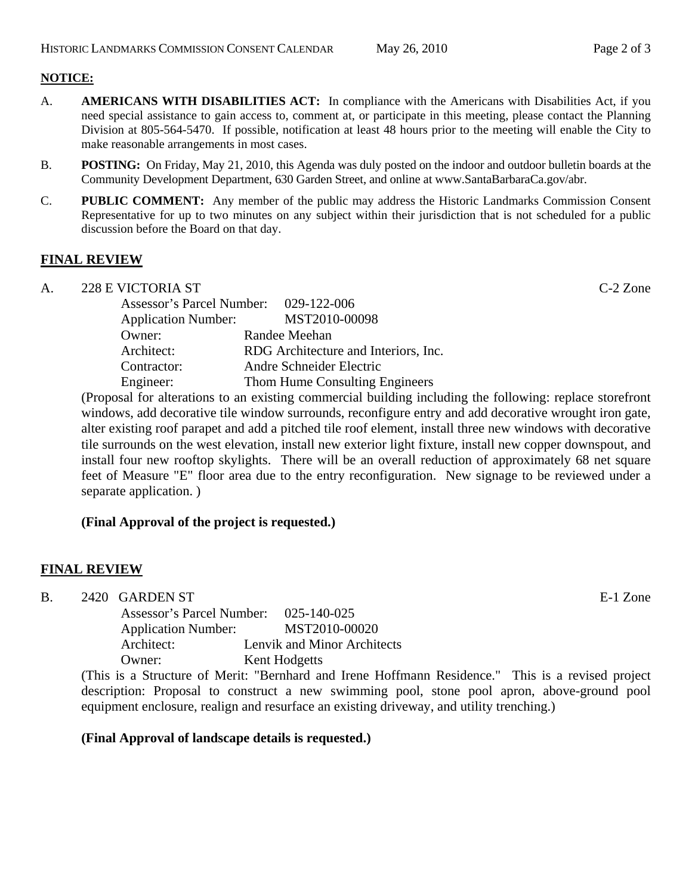**NOTICE:**

A. **AMERICANS WITH DISABILITIES ACT:** In compliance with the Americans with Disabilities Act, if you need special assistance to gain access to, comment at, or participate in this meeting, please contact the Planning Division at 805-564-5470. If possible, notification at least 48 hours prior to the meeting will enable the City to make reasonable arrangements in most cases.

B. **POSTING:** On Friday, May 21, 2010, this Agenda was duly posted on the indoor and outdoor bulletin boards at the Community Development Department, 630 Garden Street, and online at www.SantaBarbaraCa.gov/abr.

C. **PUBLIC COMMENT:** Any member of the public may address the Historic Landmarks Commission Consent Representative for up to two minutes on any subject within their jurisdiction that is not scheduled for a public discussion before the Board on that day.

## FINAL REVIEW

A. 228 E VICTORIA ST — C-2 Zone

Assessor's Parcel Number: 029-122-006
Application Number: MST2010-00098
Owner: Randee Meehan
Architect: RDG Architecture and Interiors, Inc.
Contractor: Andre Schneider Electric
Engineer: Thom Hume Consulting Engineers

(Proposal for alterations to an existing commercial building including the following: replace storefront windows, add decorative tile window surrounds, reconfigure entry and add decorative wrought iron gate, alter existing roof parapet and add a pitched tile roof element, install three new windows with decorative tile surrounds on the west elevation, install new exterior light fixture, install new copper downspout, and install four new rooftop skylights. There will be an overall reduction of approximately 68 net square feet of Measure "E" floor area due to the entry reconfiguration. New signage to be reviewed under a separate application. )

**(Final Approval of the project is requested.)**

## FINAL REVIEW

B. 2420 GARDEN ST — E-1 Zone

Assessor's Parcel Number: 025-140-025
Application Number: MST2010-00020
Architect: Lenvik and Minor Architects
Owner: Kent Hodgetts

(This is a Structure of Merit: "Bernhard and Irene Hoffmann Residence." This is a revised project description: Proposal to construct a new swimming pool, stone pool apron, above-ground pool equipment enclosure, realign and resurface an existing driveway, and utility trenching.)

**(Final Approval of landscape details is requested.)**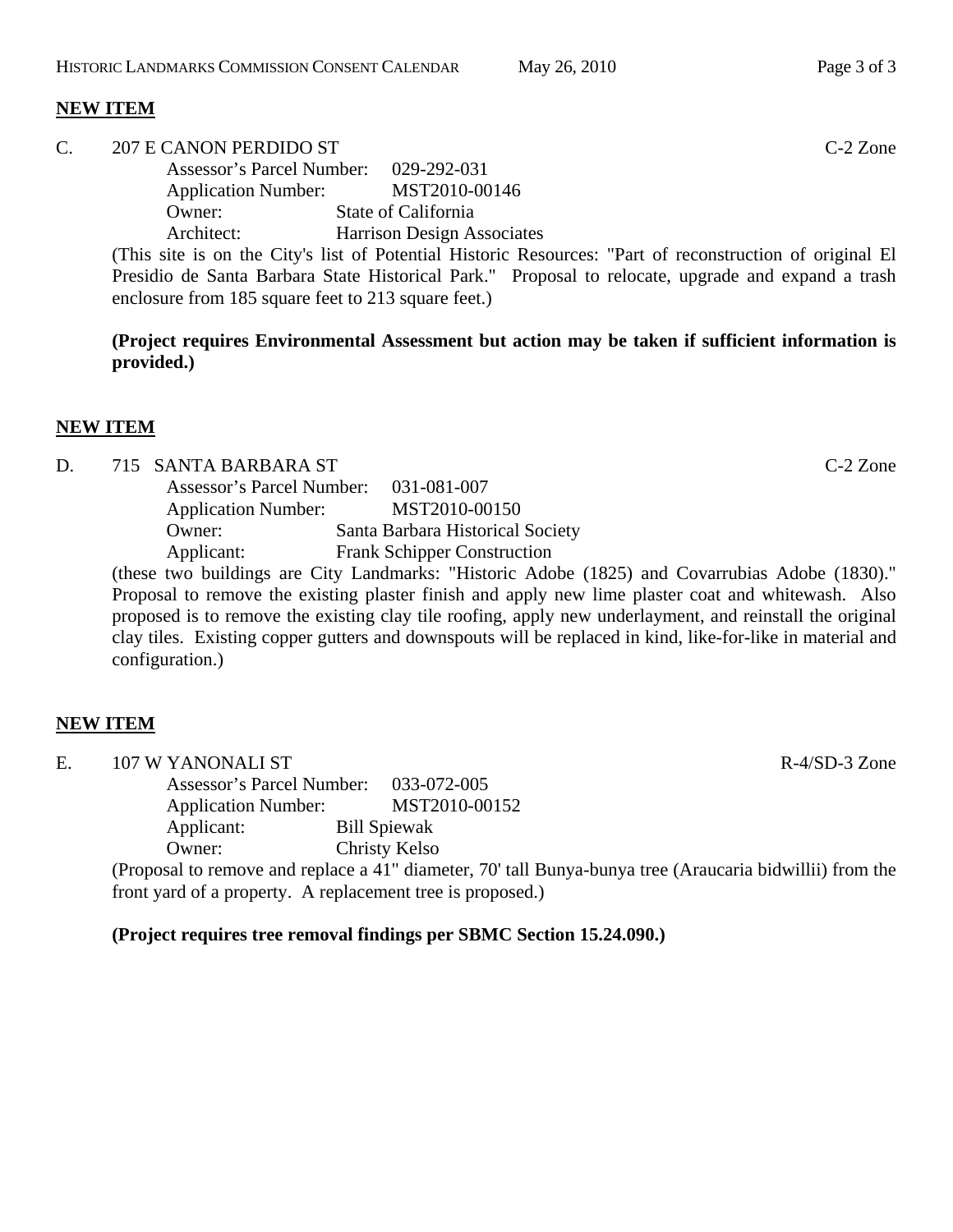## NEW ITEM

C. 207 E CANON PERDIDO ST — C-2 Zone

Assessor's Parcel Number: 029-292-031
Application Number: MST2010-00146
Owner: State of California
Architect: Harrison Design Associates

(This site is on the City's list of Potential Historic Resources: "Part of reconstruction of original El Presidio de Santa Barbara State Historical Park." Proposal to relocate, upgrade and expand a trash enclosure from 185 square feet to 213 square feet.)

**(Project requires Environmental Assessment but action may be taken if sufficient information is provided.)**

## NEW ITEM

D. 715 SANTA BARBARA ST — C-2 Zone

Assessor's Parcel Number: 031-081-007
Application Number: MST2010-00150
Owner: Santa Barbara Historical Society
Applicant: Frank Schipper Construction

(these two buildings are City Landmarks: "Historic Adobe (1825) and Covarrubias Adobe (1830)." Proposal to remove the existing plaster finish and apply new lime plaster coat and whitewash. Also proposed is to remove the existing clay tile roofing, apply new underlayment, and reinstall the original clay tiles. Existing copper gutters and downspouts will be replaced in kind, like-for-like in material and configuration.)

## NEW ITEM

E. 107 W YANONALI ST — R-4/SD-3 Zone

Assessor's Parcel Number: 033-072-005
Application Number: MST2010-00152
Applicant: Bill Spiewak
Owner: Christy Kelso

(Proposal to remove and replace a 41" diameter, 70' tall Bunya-bunya tree (Araucaria bidwillii) from the front yard of a property. A replacement tree is proposed.)

**(Project requires tree removal findings per SBMC Section 15.24.090.)**